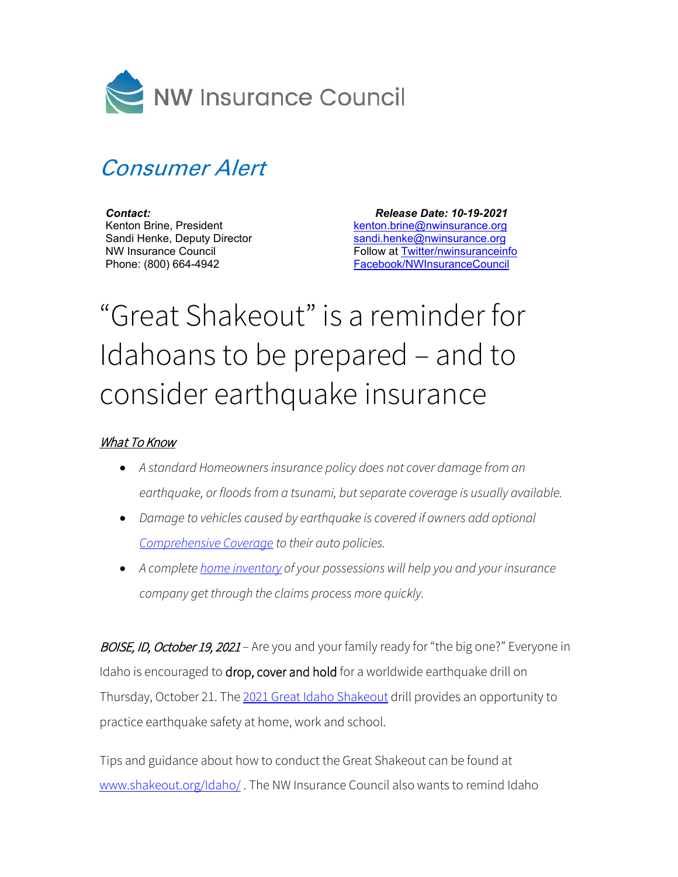NW Insurance Council

## *Consumer Alert*

***Contact:***
Kenton Brine, President
Sandi Henke, Deputy Director
NW Insurance Council
Phone: (800) 664-4942

***Release Date: 10-19-2021***
kenton.brine@nwinsurance.org
sandi.henke@nwinsurance.org
Follow at Twitter/nwinsuranceinfo
Facebook/NWInsuranceCouncil

# "Great Shakeout" is a reminder for Idahoans to be prepared – and to consider earthquake insurance

***What To Know***

- *A standard Homeowners insurance policy does not cover damage from an earthquake, or floods from a tsunami, but separate coverage is usually available.*
- *Damage to vehicles caused by earthquake is covered if owners add optional Comprehensive Coverage to their auto policies.*
- *A complete home inventory of your possessions will help you and your insurance company get through the claims process more quickly.*

*BOISE, ID, October 19, 2021* – Are you and your family ready for "the big one?" Everyone in Idaho is encouraged to drop, cover and hold for a worldwide earthquake drill on Thursday, October 21. The 2021 Great Idaho Shakeout drill provides an opportunity to practice earthquake safety at home, work and school.

Tips and guidance about how to conduct the Great Shakeout can be found at www.shakeout.org/Idaho/ . The NW Insurance Council also wants to remind Idaho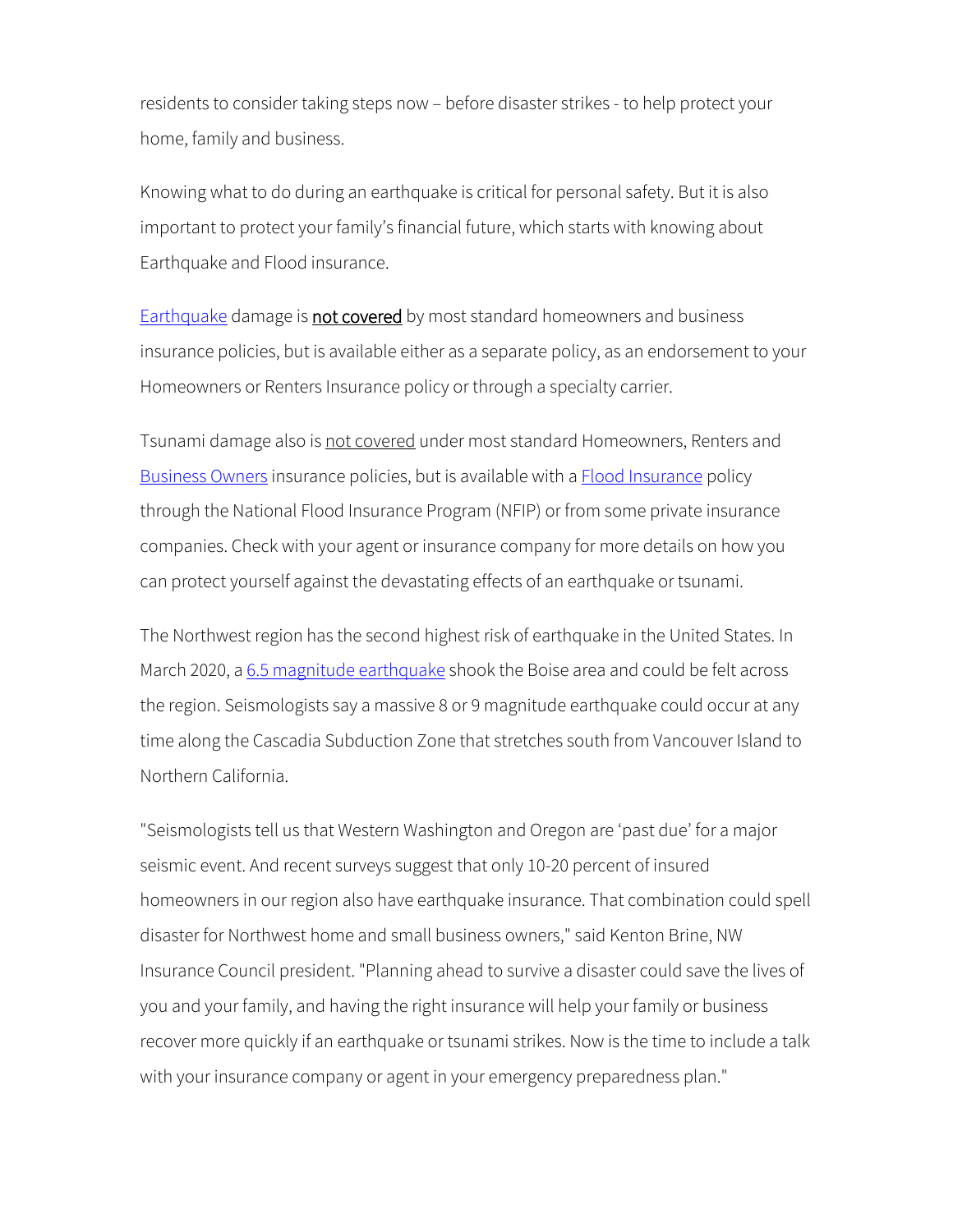residents to consider taking steps now – before disaster strikes - to help protect your home, family and business.

Knowing what to do during an earthquake is critical for personal safety. But it is also important to protect your family's financial future, which starts with knowing about Earthquake and Flood insurance.

Earthquake damage is **not covered** by most standard homeowners and business insurance policies, but is available either as a separate policy, as an endorsement to your Homeowners or Renters Insurance policy or through a specialty carrier.

Tsunami damage also is not covered under most standard Homeowners, Renters and Business Owners insurance policies, but is available with a Flood Insurance policy through the National Flood Insurance Program (NFIP) or from some private insurance companies. Check with your agent or insurance company for more details on how you can protect yourself against the devastating effects of an earthquake or tsunami.

The Northwest region has the second highest risk of earthquake in the United States. In March 2020, a 6.5 magnitude earthquake shook the Boise area and could be felt across the region. Seismologists say a massive 8 or 9 magnitude earthquake could occur at any time along the Cascadia Subduction Zone that stretches south from Vancouver Island to Northern California.

"Seismologists tell us that Western Washington and Oregon are 'past due' for a major seismic event. And recent surveys suggest that only 10-20 percent of insured homeowners in our region also have earthquake insurance. That combination could spell disaster for Northwest home and small business owners," said Kenton Brine, NW Insurance Council president. "Planning ahead to survive a disaster could save the lives of you and your family, and having the right insurance will help your family or business recover more quickly if an earthquake or tsunami strikes. Now is the time to include a talk with your insurance company or agent in your emergency preparedness plan."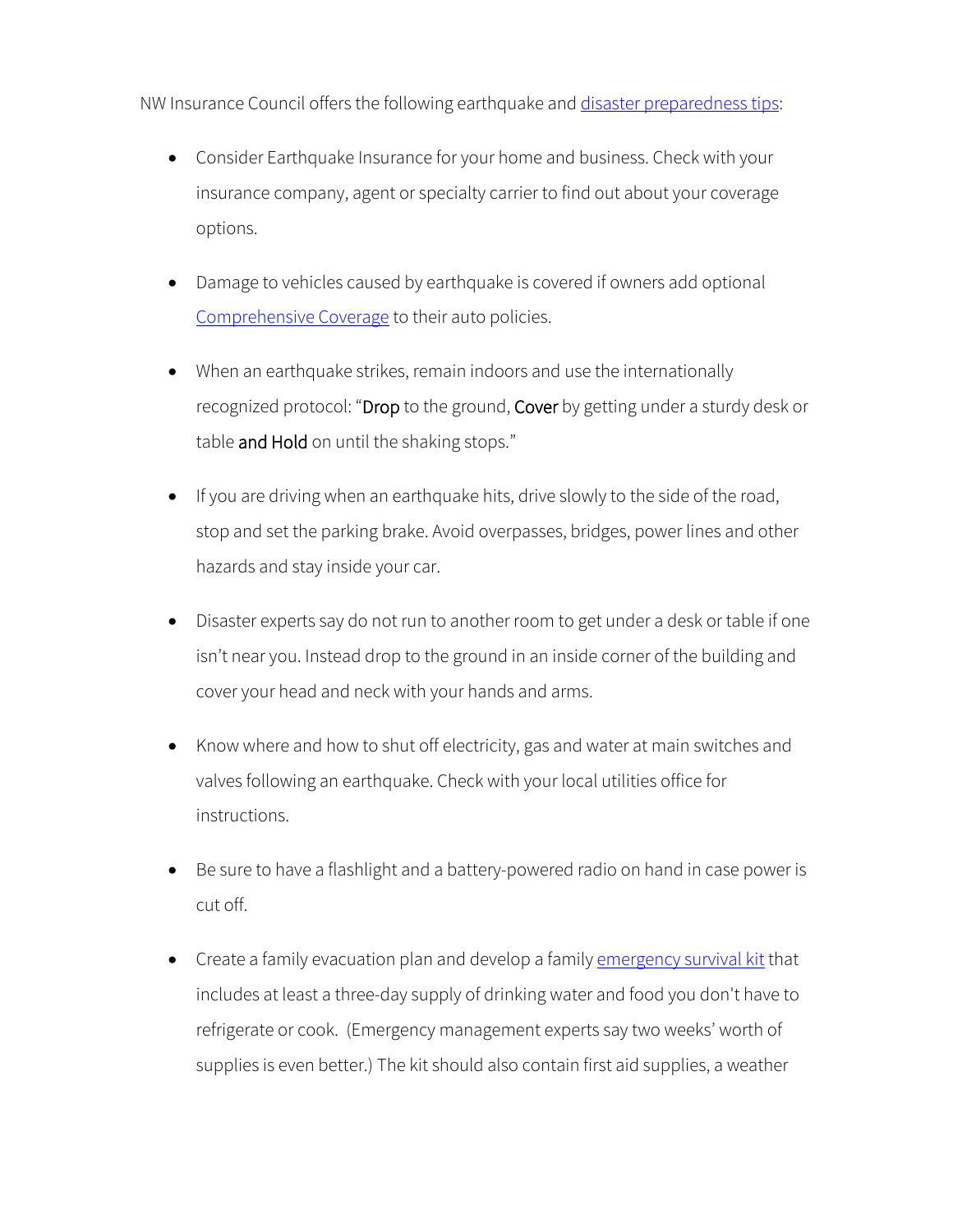NW Insurance Council offers the following earthquake and [disaster preparedness tips]():

- Consider Earthquake Insurance for your home and business. Check with your insurance company, agent or specialty carrier to find out about your coverage options.

- Damage to vehicles caused by earthquake is covered if owners add optional [Comprehensive Coverage]() to their auto policies.

- When an earthquake strikes, remain indoors and use the internationally recognized protocol: "Drop to the ground, Cover by getting under a sturdy desk or table and Hold on until the shaking stops."

- If you are driving when an earthquake hits, drive slowly to the side of the road, stop and set the parking brake. Avoid overpasses, bridges, power lines and other hazards and stay inside your car.

- Disaster experts say do not run to another room to get under a desk or table if one isn't near you. Instead drop to the ground in an inside corner of the building and cover your head and neck with your hands and arms.

- Know where and how to shut off electricity, gas and water at main switches and valves following an earthquake. Check with your local utilities office for instructions.

- Be sure to have a flashlight and a battery-powered radio on hand in case power is cut off.

- Create a family evacuation plan and develop a family [emergency survival kit]() that includes at least a three-day supply of drinking water and food you don't have to refrigerate or cook. (Emergency management experts say two weeks' worth of supplies is even better.) The kit should also contain first aid supplies, a weather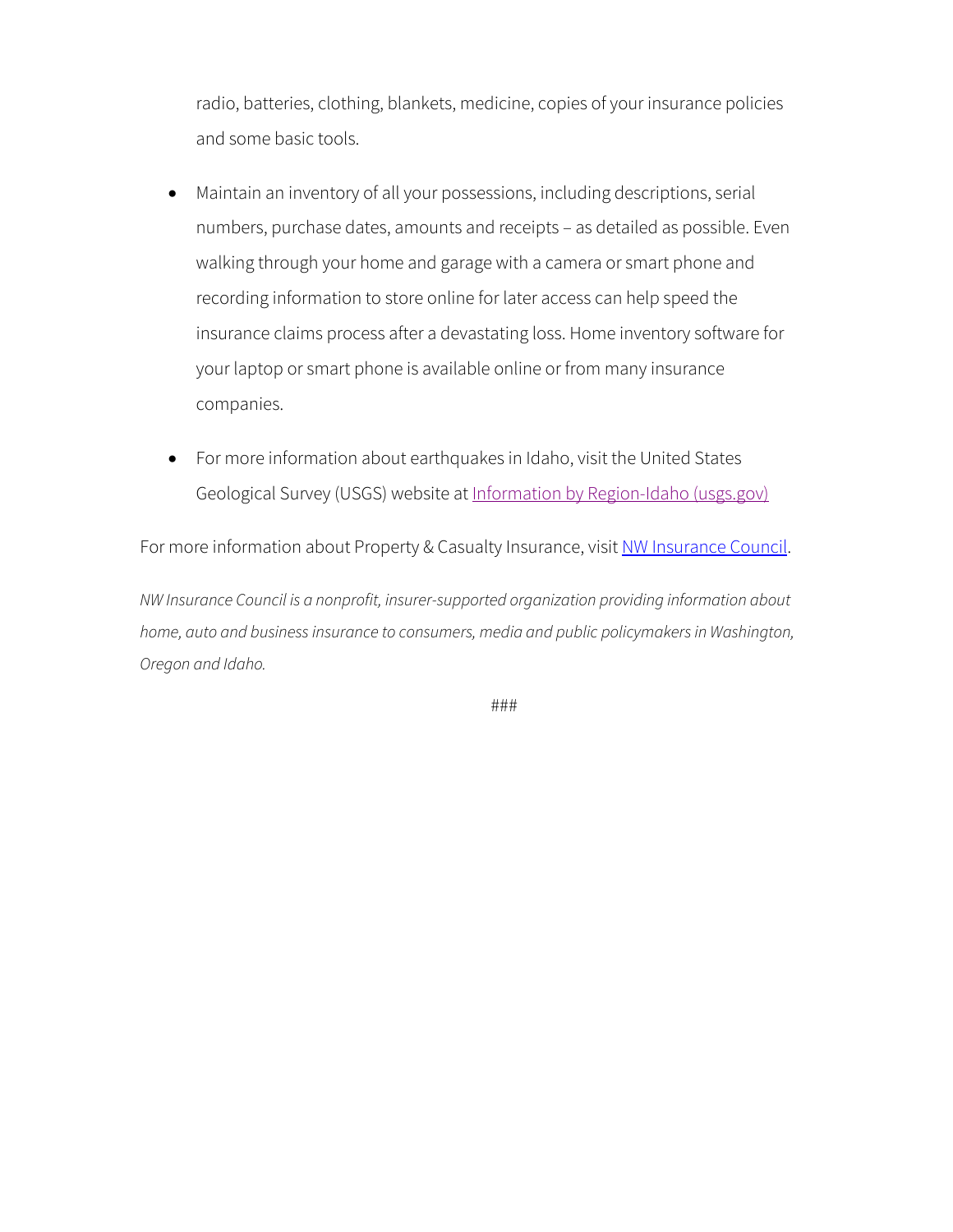radio, batteries, clothing, blankets, medicine, copies of your insurance policies and some basic tools.

- Maintain an inventory of all your possessions, including descriptions, serial numbers, purchase dates, amounts and receipts – as detailed as possible. Even walking through your home and garage with a camera or smart phone and recording information to store online for later access can help speed the insurance claims process after a devastating loss. Home inventory software for your laptop or smart phone is available online or from many insurance companies.

- For more information about earthquakes in Idaho, visit the United States Geological Survey (USGS) website at Information by Region-Idaho (usgs.gov)

For more information about Property & Casualty Insurance, visit NW Insurance Council.

*NW Insurance Council is a nonprofit, insurer-supported organization providing information about home, auto and business insurance to consumers, media and public policymakers in Washington, Oregon and Idaho.*

###